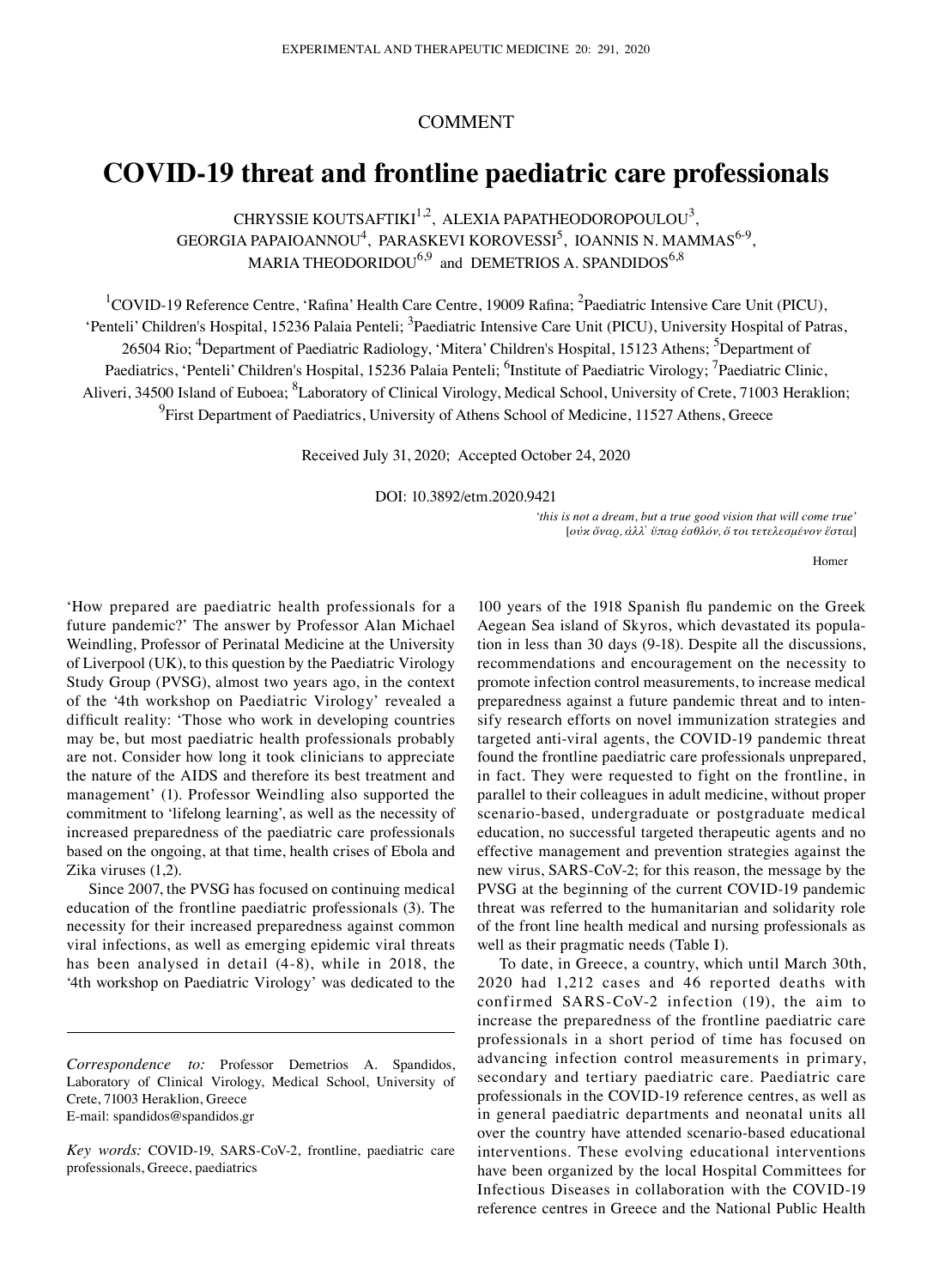COMMENT

# COVID-19 threat and frontline paediatric care professionals

CHRYSSIE KOUTSAFTIKI[1,2], ALEXIA PAPATHEODOROPOULOU[3], GEORGIA PAPAIOANNOU[4], PARASKEVI KOROVESSI[5], IOANNIS N. MAMMAS[6-9], MARIA THEODORIDOU[6,9] and DEMETRIOS A. SPANDIDOS[6,8]

[1]COVID-19 Reference Centre, 'Rafina' Health Care Centre, 19009 Rafina; [2]Paediatric Intensive Care Unit (PICU), 'Penteli' Children's Hospital, 15236 Palaia Penteli; [3]Paediatric Intensive Care Unit (PICU), University Hospital of Patras, 26504 Rio; [4]Department of Paediatric Radiology, 'Mitera' Children's Hospital, 15123 Athens; [5]Department of Paediatrics, 'Penteli' Children's Hospital, 15236 Palaia Penteli; [6]Institute of Paediatric Virology; [7]Paediatric Clinic, Aliveri, 34500 Island of Euboea; [8]Laboratory of Clinical Virology, Medical School, University of Crete, 71003 Heraklion; [9]First Department of Paediatrics, University of Athens School of Medicine, 11527 Athens, Greece

Received July 31, 2020; Accepted October 24, 2020

DOI: 10.3892/etm.2020.9421

*'this is not a dream, but a true good vision that will come true'*
[*οὐκ ὄναρ, ἀλλ᾽ ὕπαρ ἐσθλόν, ὅ τοι τετελεσμένον ἔσται*]

Homer

'How prepared are paediatric health professionals for a future pandemic?' The answer by Professor Alan Michael Weindling, Professor of Perinatal Medicine at the University of Liverpool (UK), to this question by the Paediatric Virology Study Group (PVSG), almost two years ago, in the context of the '4th workshop on Paediatric Virology' revealed a difficult reality: 'Those who work in developing countries may be, but most paediatric health professionals probably are not. Consider how long it took clinicians to appreciate the nature of the AIDS and therefore its best treatment and management' (1). Professor Weindling also supported the commitment to 'lifelong learning', as well as the necessity of increased preparedness of the paediatric care professionals based on the ongoing, at that time, health crises of Ebola and Zika viruses (1,2).

Since 2007, the PVSG has focused on continuing medical education of the frontline paediatric professionals (3). The necessity for their increased preparedness against common viral infections, as well as emerging epidemic viral threats has been analysed in detail (4-8), while in 2018, the '4th workshop on Paediatric Virology' was dedicated to the 100 years of the 1918 Spanish flu pandemic on the Greek Aegean Sea island of Skyros, which devastated its population in less than 30 days (9-18). Despite all the discussions, recommendations and encouragement on the necessity to promote infection control measurements, to increase medical preparedness against a future pandemic threat and to intensify research efforts on novel immunization strategies and targeted anti-viral agents, the COVID-19 pandemic threat found the frontline paediatric care professionals unprepared, in fact. They were requested to fight on the frontline, in parallel to their colleagues in adult medicine, without proper scenario-based, undergraduate or postgraduate medical education, no successful targeted therapeutic agents and no effective management and prevention strategies against the new virus, SARS-CoV-2; for this reason, the message by the PVSG at the beginning of the current COVID-19 pandemic threat was referred to the humanitarian and solidarity role of the front line health medical and nursing professionals as well as their pragmatic needs (Table I).

To date, in Greece, a country, which until March 30th, 2020 had 1,212 cases and 46 reported deaths with confirmed SARS-CoV-2 infection (19), the aim to increase the preparedness of the frontline paediatric care professionals in a short period of time has focused on advancing infection control measurements in primary, secondary and tertiary paediatric care. Paediatric care professionals in the COVID-19 reference centres, as well as in general paediatric departments and neonatal units all over the country have attended scenario-based educational interventions. These evolving educational interventions have been organized by the local Hospital Committees for Infectious Diseases in collaboration with the COVID-19 reference centres in Greece and the National Public Health

---

*Correspondence to:* Professor Demetrios A. Spandidos, Laboratory of Clinical Virology, Medical School, University of Crete, 71003 Heraklion, Greece
E-mail: spandidos@spandidos.gr

*Key words:* COVID-19, SARS-CoV-2, frontline, paediatric care professionals, Greece, paediatrics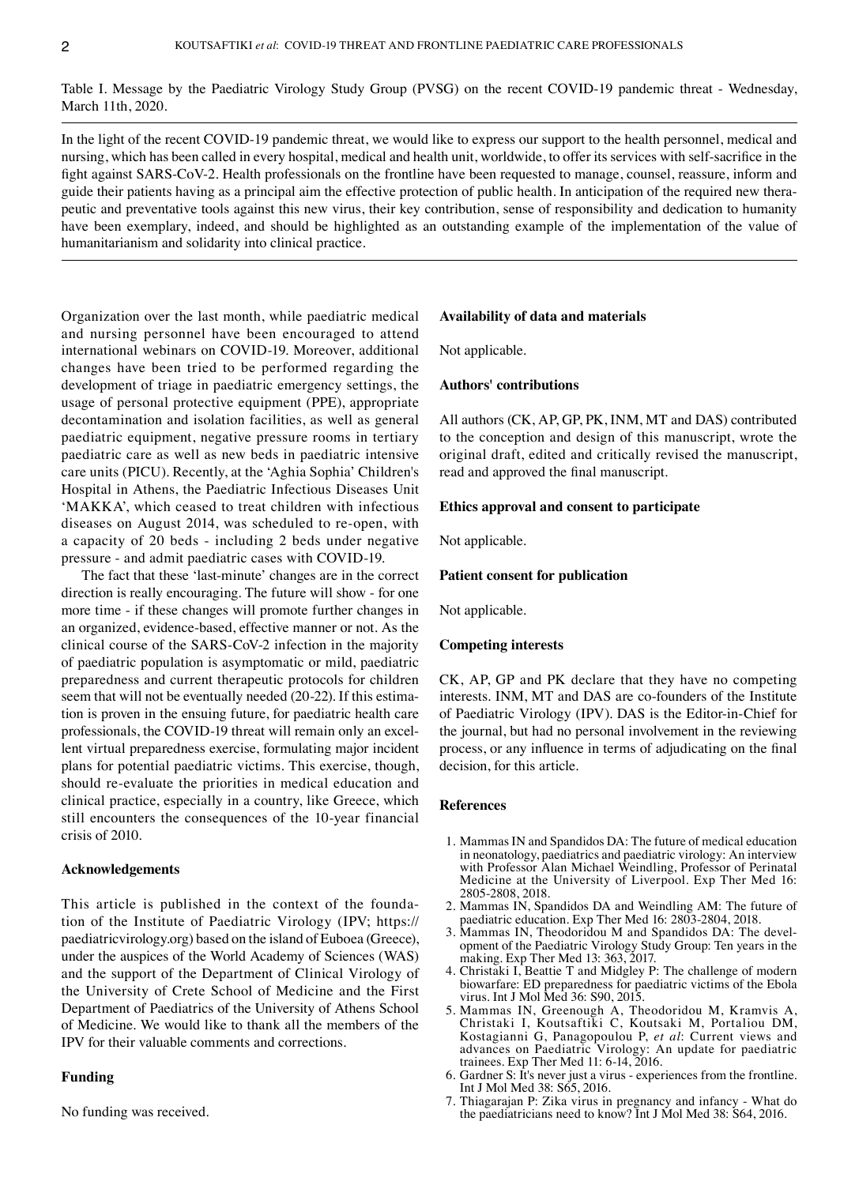Table I. Message by the Paediatric Virology Study Group (PVSG) on the recent COVID-19 pandemic threat - Wednesday, March 11th, 2020.

In the light of the recent COVID-19 pandemic threat, we would like to express our support to the health personnel, medical and nursing, which has been called in every hospital, medical and health unit, worldwide, to offer its services with self-sacrifice in the fight against SARS-CoV-2. Health professionals on the frontline have been requested to manage, counsel, reassure, inform and guide their patients having as a principal aim the effective protection of public health. In anticipation of the required new therapeutic and preventative tools against this new virus, their key contribution, sense of responsibility and dedication to humanity have been exemplary, indeed, and should be highlighted as an outstanding example of the implementation of the value of humanitarianism and solidarity into clinical practice.

Organization over the last month, while paediatric medical and nursing personnel have been encouraged to attend international webinars on COVID-19. Moreover, additional changes have been tried to be performed regarding the development of triage in paediatric emergency settings, the usage of personal protective equipment (PPE), appropriate decontamination and isolation facilities, as well as general paediatric equipment, negative pressure rooms in tertiary paediatric care as well as new beds in paediatric intensive care units (PICU). Recently, at the 'Aghia Sophia' Children's Hospital in Athens, the Paediatric Infectious Diseases Unit 'MAKKA', which ceased to treat children with infectious diseases on August 2014, was scheduled to re-open, with a capacity of 20 beds - including 2 beds under negative pressure - and admit paediatric cases with COVID-19.

The fact that these 'last-minute' changes are in the correct direction is really encouraging. The future will show - for one more time - if these changes will promote further changes in an organized, evidence-based, effective manner or not. As the clinical course of the SARS-CoV-2 infection in the majority of paediatric population is asymptomatic or mild, paediatric preparedness and current therapeutic protocols for children seem that will not be eventually needed (20-22). If this estimation is proven in the ensuing future, for paediatric health care professionals, the COVID-19 threat will remain only an excellent virtual preparedness exercise, formulating major incident plans for potential paediatric victims. This exercise, though, should re-evaluate the priorities in medical education and clinical practice, especially in a country, like Greece, which still encounters the consequences of the 10-year financial crisis of 2010.

## Acknowledgements

This article is published in the context of the foundation of the Institute of Paediatric Virology (IPV; https://paediatricvirology.org) based on the island of Euboea (Greece), under the auspices of the World Academy of Sciences (WAS) and the support of the Department of Clinical Virology of the University of Crete School of Medicine and the First Department of Paediatrics of the University of Athens School of Medicine. We would like to thank all the members of the IPV for their valuable comments and corrections.

## Funding

No funding was received.

## Availability of data and materials

Not applicable.

## Authors' contributions

All authors (CK, AP, GP, PK, INM, MT and DAS) contributed to the conception and design of this manuscript, wrote the original draft, edited and critically revised the manuscript, read and approved the final manuscript.

## Ethics approval and consent to participate

Not applicable.

## Patient consent for publication

Not applicable.

## Competing interests

CK, AP, GP and PK declare that they have no competing interests. INM, MT and DAS are co-founders of the Institute of Paediatric Virology (IPV). DAS is the Editor-in-Chief for the journal, but had no personal involvement in the reviewing process, or any influence in terms of adjudicating on the final decision, for this article.

## References

1. Mammas IN and Spandidos DA: The future of medical education in neonatology, paediatrics and paediatric virology: An interview with Professor Alan Michael Weindling, Professor of Perinatal Medicine at the University of Liverpool. Exp Ther Med 16: 2805-2808, 2018.
2. Mammas IN, Spandidos DA and Weindling AM: The future of paediatric education. Exp Ther Med 16: 2803-2804, 2018.
3. Mammas IN, Theodoridou M and Spandidos DA: The development of the Paediatric Virology Study Group: Ten years in the making. Exp Ther Med 13: 363, 2017.
4. Christaki I, Beattie T and Midgley P: The challenge of modern biowarfare: ED preparedness for paediatric victims of the Ebola virus. Int J Mol Med 36: S90, 2015.
5. Mammas IN, Greenough A, Theodoridou M, Kramvis A, Christaki I, Koutsaftiki C, Koutsaki M, Portaliou DM, Kostagianni G, Panagopoulou P, *et al*: Current views and advances on Paediatric Virology: An update for paediatric trainees. Exp Ther Med 11: 6-14, 2016.
6. Gardner S: It's never just a virus - experiences from the frontline. Int J Mol Med 38: S65, 2016.
7. Thiagarajan P: Zika virus in pregnancy and infancy - What do the paediatricians need to know? Int J Mol Med 38: S64, 2016.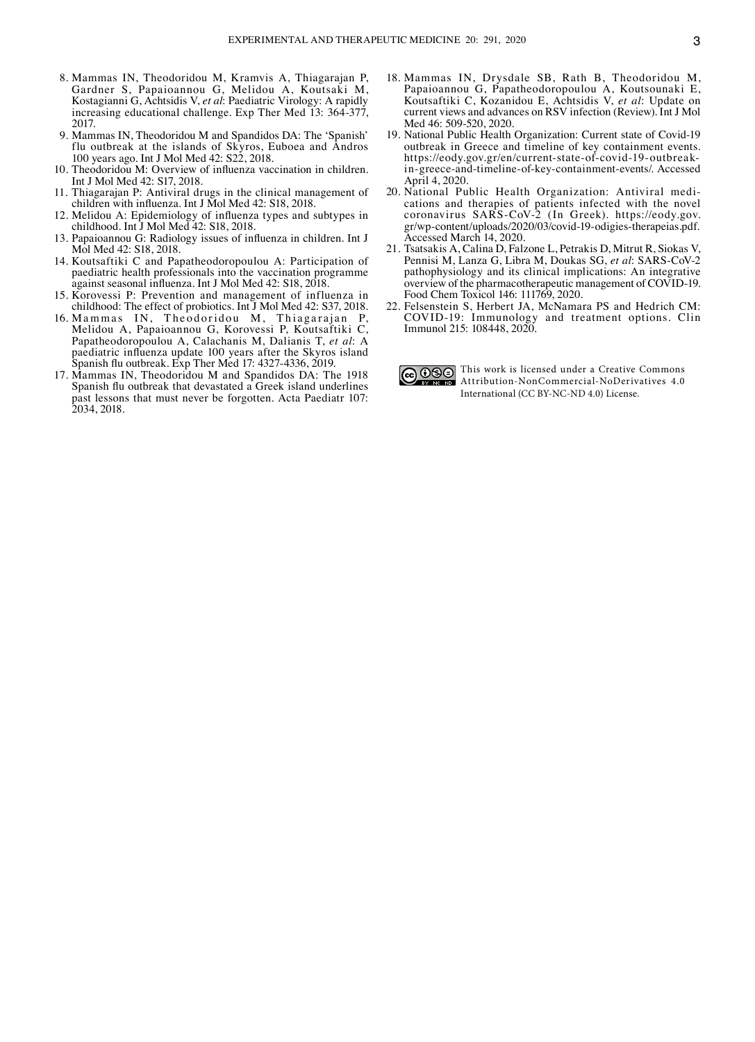8. Mammas IN, Theodoridou M, Kramvis A, Thiagarajan P, Gardner S, Papaioannou G, Melidou A, Koutsaki M, Kostagianni G, Achtsidis V, *et al*: Paediatric Virology: A rapidly increasing educational challenge. Exp Ther Med 13: 364-377, 2017.
9. Mammas IN, Theodoridou M and Spandidos DA: The 'Spanish' flu outbreak at the islands of Skyros, Euboea and Andros 100 years ago. Int J Mol Med 42: S22, 2018.
10. Theodoridou M: Overview of influenza vaccination in children. Int J Mol Med 42: S17, 2018.
11. Thiagarajan P: Antiviral drugs in the clinical management of children with influenza. Int J Mol Med 42: S18, 2018.
12. Melidou A: Epidemiology of influenza types and subtypes in childhood. Int J Mol Med 42: S18, 2018.
13. Papaioannou G: Radiology issues of influenza in children. Int J Mol Med 42: S18, 2018.
14. Koutsaftiki C and Papatheodoropoulou A: Participation of paediatric health professionals into the vaccination programme against seasonal influenza. Int J Mol Med 42: S18, 2018.
15. Korovessi P: Prevention and management of influenza in childhood: The effect of probiotics. Int J Mol Med 42: S37, 2018.
16. Mammas IN, Theodoridou M, Thiagarajan P, Melidou A, Papaioannou G, Korovessi P, Koutsaftiki C, Papatheodoropoulou A, Calachanis M, Dalianis T, *et al*: A paediatric influenza update 100 years after the Skyros island Spanish flu outbreak. Exp Ther Med 17: 4327-4336, 2019.
17. Mammas IN, Theodoridou M and Spandidos DA: The 1918 Spanish flu outbreak that devastated a Greek island underlines past lessons that must never be forgotten. Acta Paediatr 107: 2034, 2018.
18. Mammas IN, Drysdale SB, Rath B, Theodoridou M, Papaioannou G, Papatheodoropoulou A, Koutsounaki E, Koutsaftiki C, Kozanidou E, Achtsidis V, *et al*: Update on current views and advances on RSV infection (Review). Int J Mol Med 46: 509-520, 2020.
19. National Public Health Organization: Current state of Covid-19 outbreak in Greece and timeline of key containment events. https://eody.gov.gr/en/current-state-of-covid-19-outbreak-in-greece-and-timeline-of-key-containment-events/. Accessed April 4, 2020.
20. National Public Health Organization: Antiviral medications and therapies of patients infected with the novel coronavirus SARS-CoV-2 (In Greek). https://eody.gov.gr/wp-content/uploads/2020/03/covid-19-odigies-therapeias.pdf. Accessed March 14, 2020.
21. Tsatsakis A, Calina D, Falzone L, Petrakis D, Mitrut R, Siokas V, Pennisi M, Lanza G, Libra M, Doukas SG, *et al*: SARS-CoV-2 pathophysiology and its clinical implications: An integrative overview of the pharmacotherapeutic management of COVID-19. Food Chem Toxicol 146: 111769, 2020.
22. Felsenstein S, Herbert JA, McNamara PS and Hedrich CM: COVID-19: Immunology and treatment options. Clin Immunol 215: 108448, 2020.

This work is licensed under a Creative Commons Attribution-NonCommercial-NoDerivatives 4.0 International (CC BY-NC-ND 4.0) License.